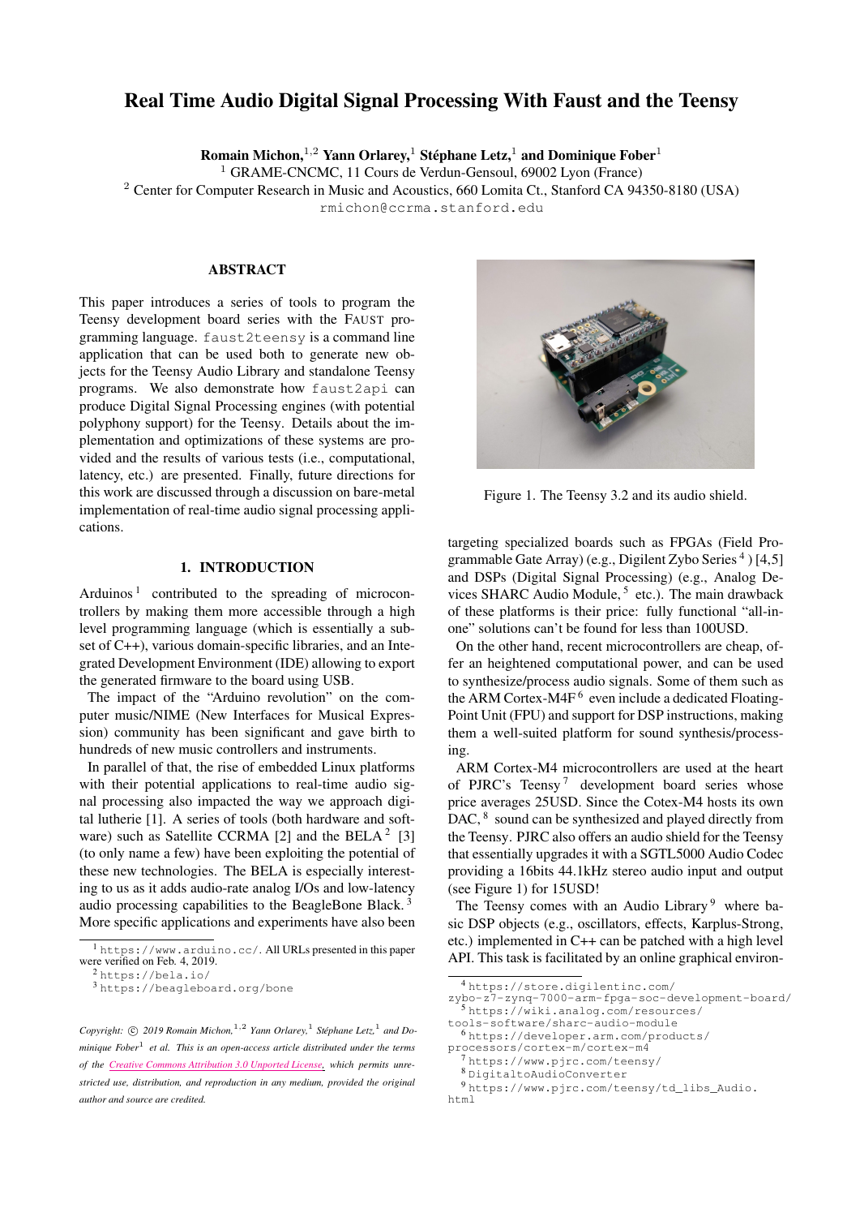# Real Time Audio Digital Signal Processing With Faust and the Teensy

**Romain Michon,**[1,2] **Yann Orlarey,**[1] **Stéphane Letz,**[1] **and Dominique Fober**[1]

[1] GRAME-CNCMC, 11 Cours de Verdun-Gensoul, 69002 Lyon (France)
[2] Center for Computer Research in Music and Acoustics, 660 Lomita Ct., Stanford CA 94350-8180 (USA)
rmichon@ccrma.stanford.edu

## ABSTRACT

This paper introduces a series of tools to program the Teensy development board series with the FAUST programming language. `faust2teensy` is a command line application that can be used both to generate new objects for the Teensy Audio Library and standalone Teensy programs. We also demonstrate how `faust2api` can produce Digital Signal Processing engines (with potential polyphony support) for the Teensy. Details about the implementation and optimizations of these systems are provided and the results of various tests (i.e., computational, latency, etc.) are presented. Finally, future directions for this work are discussed through a discussion on bare-metal implementation of real-time audio signal processing applications.

## 1. INTRODUCTION

Arduinos [1] contributed to the spreading of microcontrollers by making them more accessible through a high level programming language (which is essentially a subset of C++), various domain-specific libraries, and an Integrated Development Environment (IDE) allowing to export the generated firmware to the board using USB.

The impact of the "Arduino revolution" on the computer music/NIME (New Interfaces for Musical Expression) community has been significant and gave birth to hundreds of new music controllers and instruments.

In parallel of that, the rise of embedded Linux platforms with their potential applications to real-time audio signal processing also impacted the way we approach digital lutherie [1]. A series of tools (both hardware and software) such as Satellite CCRMA [2] and the BELA [2] [3] (to only name a few) have been exploiting the potential of these new technologies. The BELA is especially interesting to us as it adds audio-rate analog I/Os and low-latency audio processing capabilities to the BeagleBone Black. [3] More specific applications and experiments have also been targeting specialized boards such as FPGAs (Field Programmable Gate Array) (e.g., Digilent Zybo Series [4] ) [4,5] and DSPs (Digital Signal Processing) (e.g., Analog Devices SHARC Audio Module, [5] etc.). The main drawback of these platforms is their price: fully functional "all-in-one" solutions can't be found for less than 100USD.

Figure 1. The Teensy 3.2 and its audio shield.

On the other hand, recent microcontrollers are cheap, offer an heightened computational power, and can be used to synthesize/process audio signals. Some of them such as the ARM Cortex-M4F [6] even include a dedicated Floating-Point Unit (FPU) and support for DSP instructions, making them a well-suited platform for sound synthesis/processing.

ARM Cortex-M4 microcontrollers are used at the heart of PJRC's Teensy [7] development board series whose price averages 25USD. Since the Cotex-M4 hosts its own DAC, [8] sound can be synthesized and played directly from the Teensy. PJRC also offers an audio shield for the Teensy that essentially upgrades it with a SGTL5000 Audio Codec providing a 16bits 44.1kHz stereo audio input and output (see Figure 1) for 15USD!

The Teensy comes with an Audio Library [9] where basic DSP objects (e.g., oscillators, effects, Karplus-Strong, etc.) implemented in C++ can be patched with a high level API. This task is facilitated by an online graphical environ-

---

[1] https://www.arduino.cc/. All URLs presented in this paper were verified on Feb. 4, 2019.

[2] https://bela.io/

[3] https://beagleboard.org/bone

[4] https://store.digilentinc.com/zybo-z7-zynq-7000-arm-fpga-soc-development-board/

[5] https://wiki.analog.com/resources/tools-software/sharc-audio-module

[6] https://developer.arm.com/products/processors/cortex-m/cortex-m4

[7] https://www.pjrc.com/teensy/

[8] DigitaltoAudioConverter

[9] https://www.pjrc.com/teensy/td_libs_Audio.html

*Copyright: © 2019 Romain Michon,[1,2] Yann Orlarey,[1] Stéphane Letz,[1] and Dominique Fober[1] et al. This is an open-access article distributed under the terms of the Creative Commons Attribution 3.0 Unported License, which permits unrestricted use, distribution, and reproduction in any medium, provided the original author and source are credited.*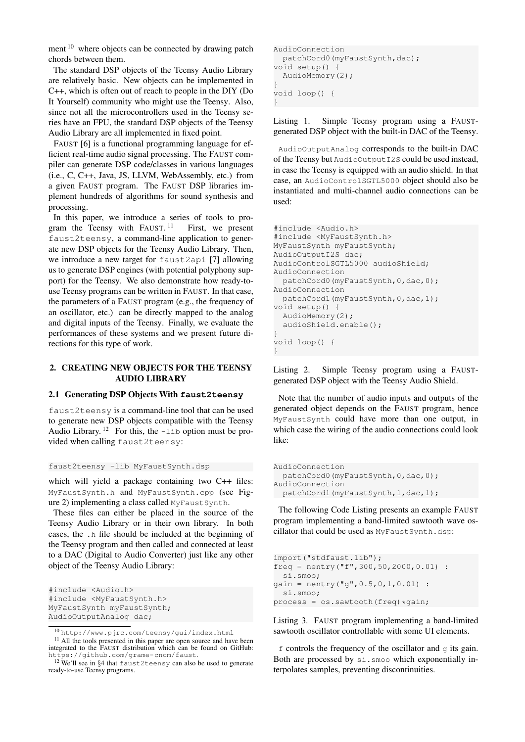ment [10] where objects can be connected by drawing patch chords between them.

The standard DSP objects of the Teensy Audio Library are relatively basic. New objects can be implemented in C++, which is often out of reach to people in the DIY (Do It Yourself) community who might use the Teensy. Also, since not all the microcontrollers used in the Teensy series have an FPU, the standard DSP objects of the Teensy Audio Library are all implemented in fixed point.

FAUST [6] is a functional programming language for efficient real-time audio signal processing. The FAUST compiler can generate DSP code/classes in various languages (i.e., C, C++, Java, JS, LLVM, WebAssembly, etc.) from a given FAUST program. The FAUST DSP libraries implement hundreds of algorithms for sound synthesis and processing.

In this paper, we introduce a series of tools to program the Teensy with FAUST. [11] First, we present `faust2teensy`, a command-line application to generate new DSP objects for the Teensy Audio Library. Then, we introduce a new target for `faust2api` [7] allowing us to generate DSP engines (with potential polyphony support) for the Teensy. We also demonstrate how ready-to-use Teensy programs can be written in FAUST. In that case, the parameters of a FAUST program (e.g., the frequency of an oscillator, etc.) can be directly mapped to the analog and digital inputs of the Teensy. Finally, we evaluate the performances of these systems and we present future directions for this type of work.

## 2. CREATING NEW OBJECTS FOR THE TEENSY AUDIO LIBRARY

### 2.1 Generating DSP Objects With `faust2teensy`

`faust2teensy` is a command-line tool that can be used to generate new DSP objects compatible with the Teensy Audio Library. [12] For this, the `-lib` option must be provided when calling `faust2teensy`:

```
faust2teensy -lib MyFaustSynth.dsp
```

which will yield a package containing two C++ files: `MyFaustSynth.h` and `MyFaustSynth.cpp` (see Figure 2) implementing a class called `MyFaustSynth`.

These files can either be placed in the source of the Teensy Audio Library or in their own library. In both cases, the `.h` file should be included at the beginning of the Teensy program and then called and connected at least to a DAC (Digital to Audio Converter) just like any other object of the Teensy Audio Library:

```
#include <Audio.h>
#include <MyFaustSynth.h>
MyFaustSynth myFaustSynth;
AudioOutputAnalog dac;
AudioConnection
  patchCord0(myFaustSynth,dac);
void setup() {
  AudioMemory(2);
}
void loop() {
}
```

Listing 1. Simple Teensy program using a FAUST-generated DSP object with the built-in DAC of the Teensy.

`AudioOutputAnalog` corresponds to the built-in DAC of the Teensy but `AudioOutputI2S` could be used instead, in case the Teensy is equipped with an audio shield. In that case, an `AudioControlSGTL5000` object should also be instantiated and multi-channel audio connections can be used:

```
#include <Audio.h>
#include <MyFaustSynth.h>
MyFaustSynth myFaustSynth;
AudioOutputI2S dac;
AudioControlSGTL5000 audioShield;
AudioConnection
  patchCord0(myFaustSynth,0,dac,0);
AudioConnection
  patchCord1(myFaustSynth,0,dac,1);
void setup() {
  AudioMemory(2);
  audioShield.enable();
}
void loop() {
}
```

Listing 2. Simple Teensy program using a FAUST-generated DSP object with the Teensy Audio Shield.

Note that the number of audio inputs and outputs of the generated object depends on the FAUST program, hence `MyFaustSynth` could have more than one output, in which case the wiring of the audio connections could look like:

```
AudioConnection
  patchCord0(myFaustSynth,0,dac,0);
AudioConnection
  patchCord1(myFaustSynth,1,dac,1);
```

The following Code Listing presents an example FAUST program implementing a band-limited sawtooth wave oscillator that could be used as `MyFaustSynth.dsp`:

```
import("stdfaust.lib");
freq = nentry("f",300,50,2000,0.01) :
  si.smoo;
gain = nentry("g",0.5,0,1,0.01) :
  si.smoo;
process = os.sawtooth(freq)*gain;
```

Listing 3. FAUST program implementing a band-limited sawtooth oscillator controllable with some UI elements.

`f` controls the frequency of the oscillator and `g` its gain. Both are processed by `si.smoo` which exponentially interpolates samples, preventing discontinuities.

---

[10] http://www.pjrc.com/teensy/gui/index.html

[11] All the tools presented in this paper are open source and have been integrated to the FAUST distribution which can be found on GitHub: https://github.com/grame-cncm/faust.

[12] We'll see in §4 that `faust2teensy` can also be used to generate ready-to-use Teensy programs.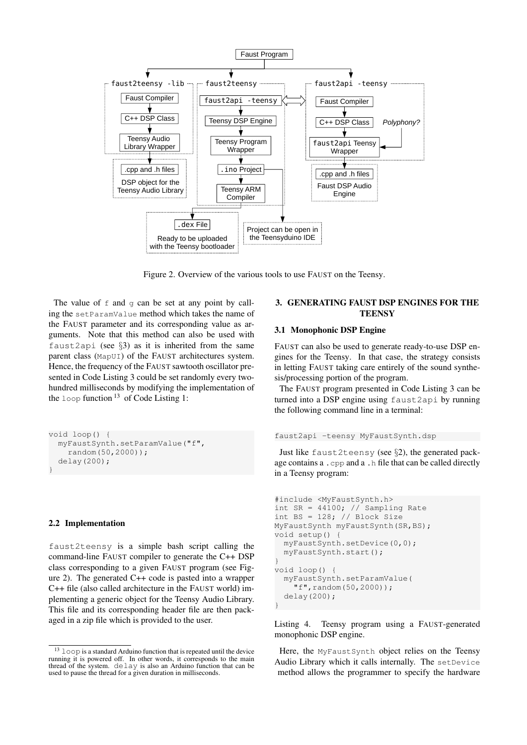Figure 2. Overview of the various tools to use FAUST on the Teensy.

The value of `f` and `g` can be set at any point by calling the `setParamValue` method which takes the name of the FAUST parameter and its corresponding value as arguments. Note that this method can also be used with `faust2api` (see §3) as it is inherited from the same parent class (`MapUI`) of the FAUST architectures system. Hence, the frequency of the FAUST sawtooth oscillator presented in Code Listing 3 could be set randomly every two-hundred milliseconds by modifying the implementation of the `loop` function [13] of Code Listing 1:

```
void loop() {
  myFaustSynth.setParamValue("f",
    random(50,2000));
  delay(200);
}
```

### 2.2 Implementation

`faust2teensy` is a simple bash script calling the command-line FAUST compiler to generate the C++ DSP class corresponding to a given FAUST program (see Figure 2). The generated C++ code is pasted into a wrapper C++ file (also called architecture in the FAUST world) implementing a generic object for the Teensy Audio Library. This file and its corresponding header file are then packaged in a zip file which is provided to the user.

[13] `loop` is a standard Arduino function that is repeated until the device running it is powered off. In other words, it corresponds to the main thread of the system. `delay` is also an Arduino function that can be used to pause the thread for a given duration in milliseconds.

## 3. GENERATING FAUST DSP ENGINES FOR THE TEENSY

### 3.1 Monophonic DSP Engine

FAUST can also be used to generate ready-to-use DSP engines for the Teensy. In that case, the strategy consists in letting FAUST taking care entirely of the sound synthesis/processing portion of the program.

The FAUST program presented in Code Listing 3 can be turned into a DSP engine using `faust2api` by running the following command line in a terminal:

```
faust2api -teensy MyFaustSynth.dsp
```

Just like `faust2teensy` (see §2), the generated package contains a `.cpp` and a `.h` file that can be called directly in a Teensy program:

```
#include <MyFaustSynth.h>
int SR = 44100; // Sampling Rate
int BS = 128; // Block Size
MyFaustSynth myFaustSynth(SR,BS);
void setup() {
  myFaustSynth.setDevice(0,0);
  myFaustSynth.start();
}
void loop() {
  myFaustSynth.setParamValue(
    "f",random(50,2000));
  delay(200);
}
```

Listing 4. Teensy program using a FAUST-generated monophonic DSP engine.

Here, the `MyFaustSynth` object relies on the Teensy Audio Library which it calls internally. The `setDevice` method allows the programmer to specify the hardware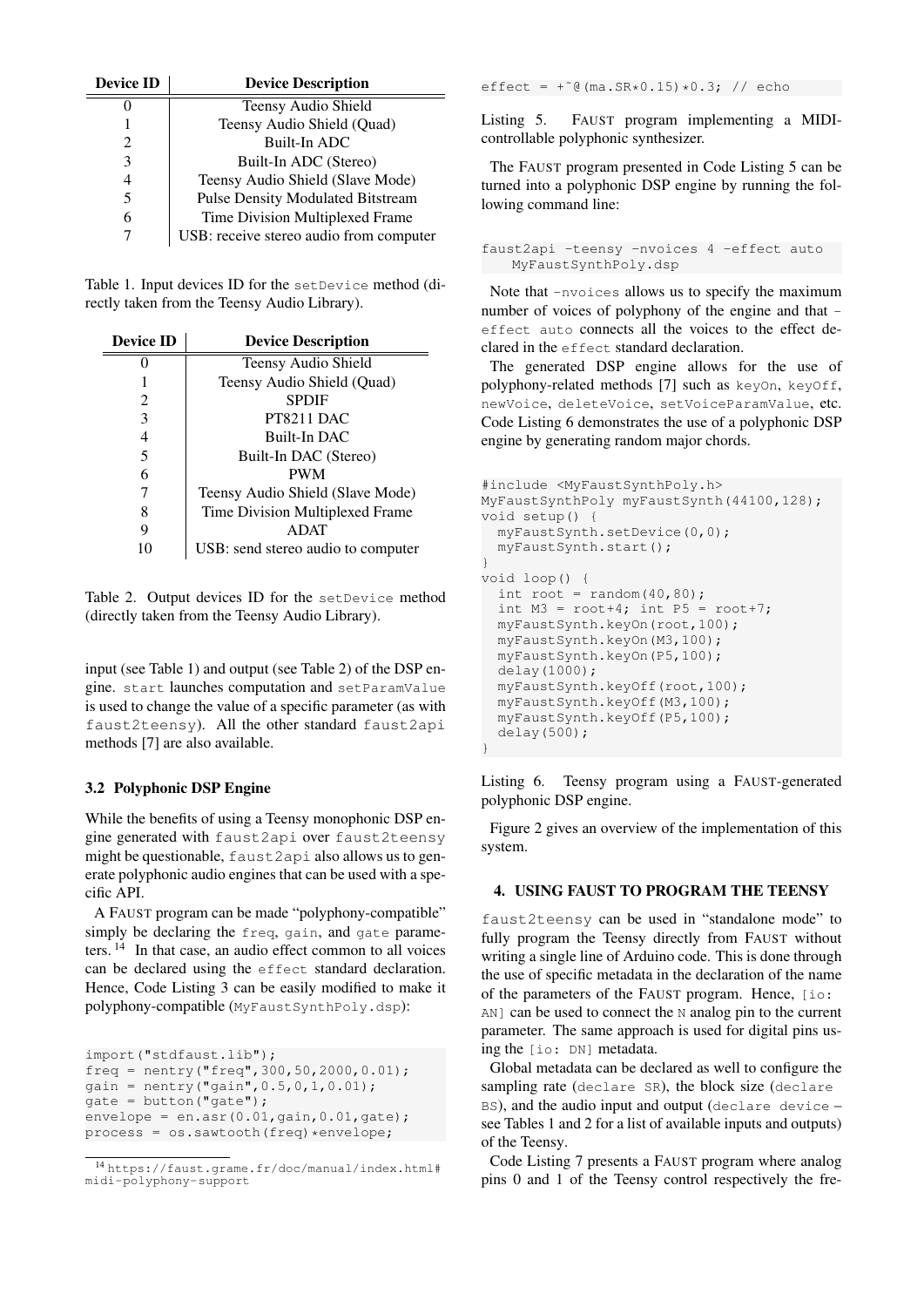| Device ID | Device Description |
|---|---|
| 0 | Teensy Audio Shield |
| 1 | Teensy Audio Shield (Quad) |
| 2 | Built-In ADC |
| 3 | Built-In ADC (Stereo) |
| 4 | Teensy Audio Shield (Slave Mode) |
| 5 | Pulse Density Modulated Bitstream |
| 6 | Time Division Multiplexed Frame |
| 7 | USB: receive stereo audio from computer |

Table 1. Input devices ID for the `setDevice` method (directly taken from the Teensy Audio Library).

| Device ID | Device Description |
|---|---|
| 0 | Teensy Audio Shield |
| 1 | Teensy Audio Shield (Quad) |
| 2 | SPDIF |
| 3 | PT8211 DAC |
| 4 | Built-In DAC |
| 5 | Built-In DAC (Stereo) |
| 6 | PWM |
| 7 | Teensy Audio Shield (Slave Mode) |
| 8 | Time Division Multiplexed Frame |
| 9 | ADAT |
| 10 | USB: send stereo audio to computer |

Table 2. Output devices ID for the `setDevice` method (directly taken from the Teensy Audio Library).

input (see Table 1) and output (see Table 2) of the DSP engine. `start` launches computation and `setParamValue` is used to change the value of a specific parameter (as with `faust2teensy`). All the other standard `faust2api` methods [7] are also available.

### 3.2 Polyphonic DSP Engine

While the benefits of using a Teensy monophonic DSP engine generated with `faust2api` over `faust2teensy` might be questionable, `faust2api` also allows us to generate polyphonic audio engines that can be used with a specific API.

A FAUST program can be made "polyphony-compatible" simply be declaring the `freq`, `gain`, and `gate` parameters. [14] In that case, an audio effect common to all voices can be declared using the `effect` standard declaration. Hence, Code Listing 3 can be easily modified to make it polyphony-compatible (`MyFaustSynthPoly.dsp`):

```
import("stdfaust.lib");
freq = nentry("freq",300,50,2000,0.01);
gain = nentry("gain",0.5,0,1,0.01);
gate = button("gate");
envelope = en.asr(0.01,gain,0.01,gate);
process = os.sawtooth(freq)*envelope;
effect = +~@(ma.SR*0.15)*0.3; // echo
```

Listing 5. FAUST program implementing a MIDI-controllable polyphonic synthesizer.

The FAUST program presented in Code Listing 5 can be turned into a polyphonic DSP engine by running the following command line:

```
faust2api -teensy -nvoices 4 -effect auto
    MyFaustSynthPoly.dsp
```

Note that `-nvoices` allows us to specify the maximum number of voices of polyphony of the engine and that `-effect auto` connects all the voices to the effect declared in the `effect` standard declaration.

The generated DSP engine allows for the use of polyphony-related methods [7] such as `keyOn`, `keyOff`, `newVoice`, `deleteVoice`, `setVoiceParamValue`, etc. Code Listing 6 demonstrates the use of a polyphonic DSP engine by generating random major chords.

```
#include <MyFaustSynthPoly.h>
MyFaustSynthPoly myFaustSynth(44100,128);
void setup() {
  myFaustSynth.setDevice(0,0);
  myFaustSynth.start();
}
void loop() {
  int root = random(40,80);
  int M3 = root+4; int P5 = root+7;
  myFaustSynth.keyOn(root,100);
  myFaustSynth.keyOn(M3,100);
  myFaustSynth.keyOn(P5,100);
  delay(1000);
  myFaustSynth.keyOff(root,100);
  myFaustSynth.keyOff(M3,100);
  myFaustSynth.keyOff(P5,100);
  delay(500);
}
```

Listing 6. Teensy program using a FAUST-generated polyphonic DSP engine.

Figure 2 gives an overview of the implementation of this system.

## 4. USING FAUST TO PROGRAM THE TEENSY

`faust2teensy` can be used in "standalone mode" to fully program the Teensy directly from FAUST without writing a single line of Arduino code. This is done through the use of specific metadata in the declaration of the name of the parameters of the FAUST program. Hence, `[io: AN]` can be used to connect the `N` analog pin to the current parameter. The same approach is used for digital pins using the `[io: DN]` metadata.

Global metadata can be declared as well to configure the sampling rate (`declare SR`), the block size (`declare BS`), and the audio input and output (`declare device` – see Tables 1 and 2 for a list of available inputs and outputs) of the Teensy.

Code Listing 7 presents a FAUST program where analog pins 0 and 1 of the Teensy control respectively the fre-

[14] https://faust.grame.fr/doc/manual/index.html#midi-polyphony-support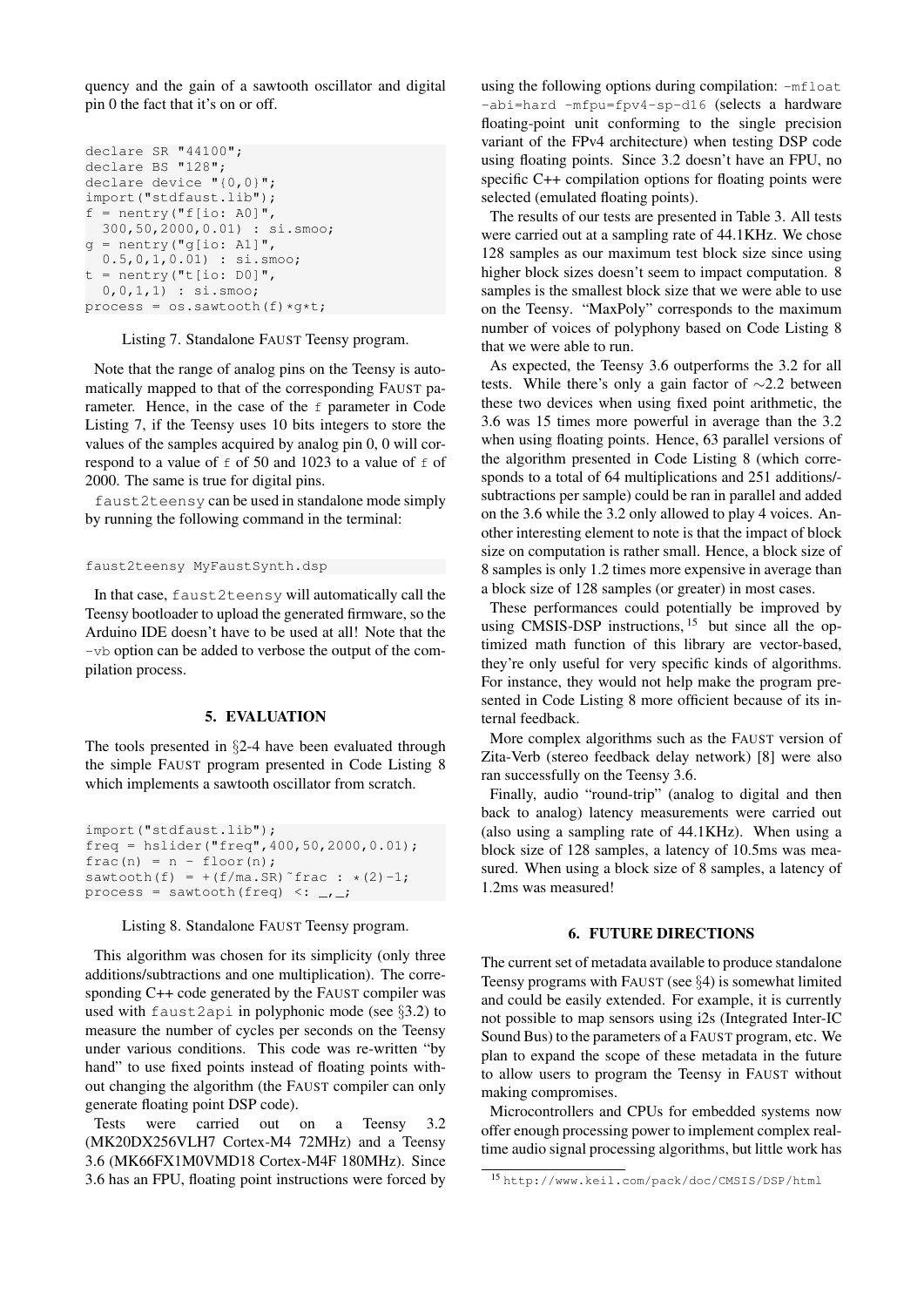quency and the gain of a sawtooth oscillator and digital pin 0 the fact that it's on or off.

```
declare SR "44100";
declare BS "128";
declare device "{0,0}";
import("stdfaust.lib");
f = nentry("f[io: A0]",
  300,50,2000,0.01) : si.smoo;
g = nentry("g[io: A1]",
  0.5,0,1,0.01) : si.smoo;
t = nentry("t[io: D0]",
  0,0,1,1) : si.smoo;
process = os.sawtooth(f)*g*t;
```

Listing 7. Standalone FAUST Teensy program.

Note that the range of analog pins on the Teensy is automatically mapped to that of the corresponding FAUST parameter. Hence, in the case of the `f` parameter in Code Listing 7, if the Teensy uses 10 bits integers to store the values of the samples acquired by analog pin 0, 0 will correspond to a value of `f` of 50 and 1023 to a value of `f` of 2000. The same is true for digital pins.

`faust2teensy` can be used in standalone mode simply by running the following command in the terminal:

```
faust2teensy MyFaustSynth.dsp
```

In that case, `faust2teensy` will automatically call the Teensy bootloader to upload the generated firmware, so the Arduino IDE doesn't have to be used at all! Note that the `-vb` option can be added to verbose the output of the compilation process.

## 5. EVALUATION

The tools presented in §2-4 have been evaluated through the simple FAUST program presented in Code Listing 8 which implements a sawtooth oscillator from scratch.

```
import("stdfaust.lib");
freq = hslider("freq",400,50,2000,0.01);
frac(n) = n - floor(n);
sawtooth(f) = +(f/ma.SR)~frac : *(2)-1;
process = sawtooth(freq) <: _,_;
```

Listing 8. Standalone FAUST Teensy program.

This algorithm was chosen for its simplicity (only three additions/subtractions and one multiplication). The corresponding C++ code generated by the FAUST compiler was used with `faust2api` in polyphonic mode (see §3.2) to measure the number of cycles per seconds on the Teensy under various conditions. This code was re-written "by hand" to use fixed points instead of floating points without changing the algorithm (the FAUST compiler can only generate floating point DSP code).

Tests were carried out on a Teensy 3.2 (MK20DX256VLH7 Cortex-M4 72MHz) and a Teensy 3.6 (MK66FX1M0VMD18 Cortex-M4F 180MHz). Since 3.6 has an FPU, floating point instructions were forced by using the following options during compilation: `-mfloat-abi=hard -mfpu=fpv4-sp-d16` (selects a hardware floating-point unit conforming to the single precision variant of the FPv4 architecture) when testing DSP code using floating points. Since 3.2 doesn't have an FPU, no specific C++ compilation options for floating points were selected (emulated floating points).

The results of our tests are presented in Table 3. All tests were carried out at a sampling rate of 44.1KHz. We chose 128 samples as our maximum test block size since using higher block sizes doesn't seem to impact computation. 8 samples is the smallest block size that we were able to use on the Teensy. "MaxPoly" corresponds to the maximum number of voices of polyphony based on Code Listing 8 that we were able to run.

As expected, the Teensy 3.6 outperforms the 3.2 for all tests. While there's only a gain factor of $\sim$2.2 between these two devices when using fixed point arithmetic, the 3.6 was 15 times more powerful in average than the 3.2 when using floating points. Hence, 63 parallel versions of the algorithm presented in Code Listing 8 (which corresponds to a total of 64 multiplications and 251 additions/subtractions per sample) could be ran in parallel and added on the 3.6 while the 3.2 only allowed to play 4 voices. Another interesting element to note is that the impact of block size on computation is rather small. Hence, a block size of 8 samples is only 1.2 times more expensive in average than a block size of 128 samples (or greater) in most cases.

These performances could potentially be improved by using CMSIS-DSP instructions, [15] but since all the optimized math function of this library are vector-based, they're only useful for very specific kinds of algorithms. For instance, they would not help make the program presented in Code Listing 8 more officient because of its internal feedback.

More complex algorithms such as the FAUST version of Zita-Verb (stereo feedback delay network) [8] were also ran successfully on the Teensy 3.6.

Finally, audio "round-trip" (analog to digital and then back to analog) latency measurements were carried out (also using a sampling rate of 44.1KHz). When using a block size of 128 samples, a latency of 10.5ms was measured. When using a block size of 8 samples, a latency of 1.2ms was measured!

## 6. FUTURE DIRECTIONS

The current set of metadata available to produce standalone Teensy programs with FAUST (see §4) is somewhat limited and could be easily extended. For example, it is currently not possible to map sensors using i2s (Integrated Inter-IC Sound Bus) to the parameters of a FAUST program, etc. We plan to expand the scope of these metadata in the future to allow users to program the Teensy in FAUST without making compromises.

Microcontrollers and CPUs for embedded systems now offer enough processing power to implement complex real-time audio signal processing algorithms, but little work has

[15] http://www.keil.com/pack/doc/CMSIS/DSP/html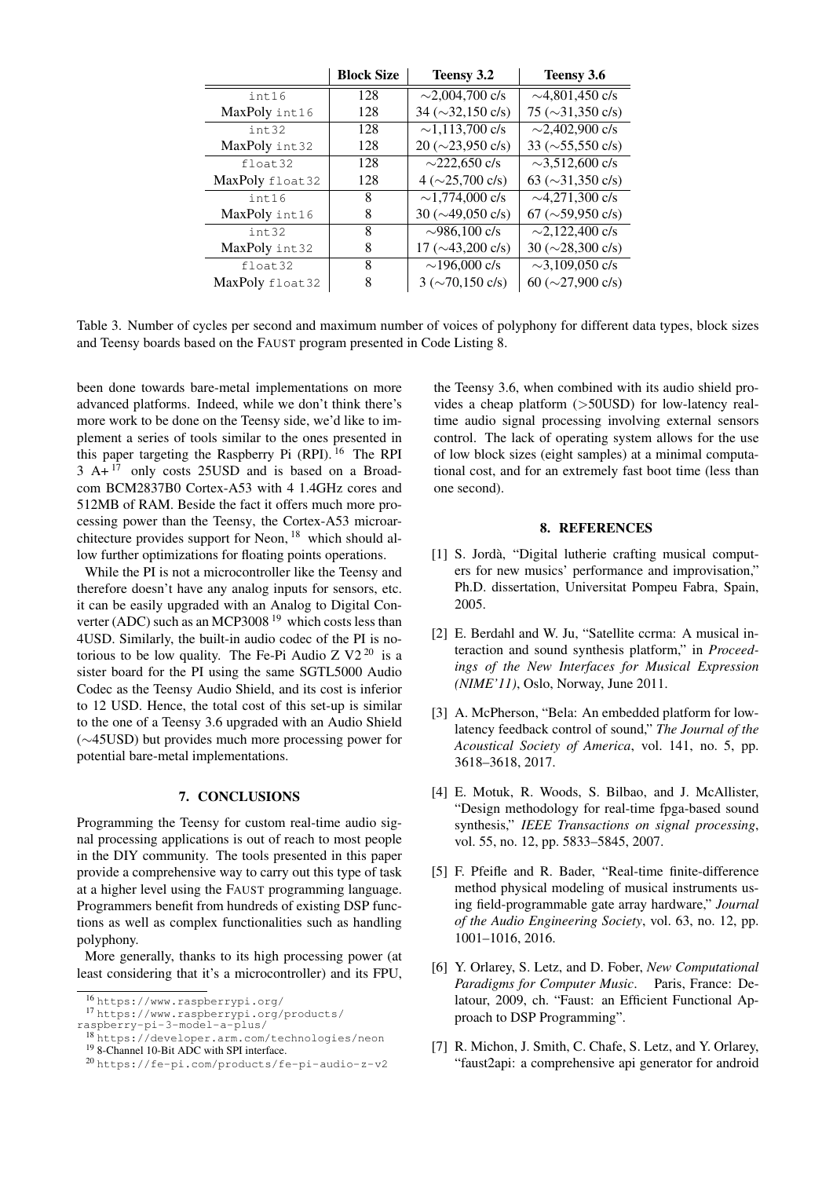|  | Block Size | Teensy 3.2 | Teensy 3.6 |
|---|---|---|---|
| `int16` | 128 | ∼2,004,700 c/s | ∼4,801,450 c/s |
| MaxPoly `int16` | 128 | 34 (∼32,150 c/s) | 75 (∼31,350 c/s) |
| `int32` | 128 | ∼1,113,700 c/s | ∼2,402,900 c/s |
| MaxPoly `int32` | 128 | 20 (∼23,950 c/s) | 33 (∼55,550 c/s) |
| `float32` | 128 | ∼222,650 c/s | ∼3,512,600 c/s |
| MaxPoly `float32` | 128 | 4 (∼25,700 c/s) | 63 (∼31,350 c/s) |
| `int16` | 8 | ∼1,774,000 c/s | ∼4,271,300 c/s |
| MaxPoly `int16` | 8 | 30 (∼49,050 c/s) | 67 (∼59,950 c/s) |
| `int32` | 8 | ∼986,100 c/s | ∼2,122,400 c/s |
| MaxPoly `int32` | 8 | 17 (∼43,200 c/s) | 30 (∼28,300 c/s) |
| `float32` | 8 | ∼196,000 c/s | ∼3,109,050 c/s |
| MaxPoly `float32` | 8 | 3 (∼70,150 c/s) | 60 (∼27,900 c/s) |

Table 3. Number of cycles per second and maximum number of voices of polyphony for different data types, block sizes and Teensy boards based on the FAUST program presented in Code Listing 8.

been done towards bare-metal implementations on more advanced platforms. Indeed, while we don't think there's more work to be done on the Teensy side, we'd like to implement a series of tools similar to the ones presented in this paper targeting the Raspberry Pi (RPI).[16] The RPI 3 A+[17] only costs 25USD and is based on a Broadcom BCM2837B0 Cortex-A53 with 4 1.4GHz cores and 512MB of RAM. Beside the fact it offers much more processing power than the Teensy, the Cortex-A53 microarchitecture provides support for Neon,[18] which should allow further optimizations for floating points operations.

While the PI is not a microcontroller like the Teensy and therefore doesn't have any analog inputs for sensors, etc. it can be easily upgraded with an Analog to Digital Converter (ADC) such as an MCP3008[19] which costs less than 4USD. Similarly, the built-in audio codec of the PI is notorious to be low quality. The Fe-Pi Audio Z V2[20] is a sister board for the PI using the same SGTL5000 Audio Codec as the Teensy Audio Shield, and its cost is inferior to 12 USD. Hence, the total cost of this set-up is similar to the one of a Teensy 3.6 upgraded with an Audio Shield (∼45USD) but provides much more processing power for potential bare-metal implementations.

## 7. CONCLUSIONS

Programming the Teensy for custom real-time audio signal processing applications is out of reach to most people in the DIY community. The tools presented in this paper provide a comprehensive way to carry out this type of task at a higher level using the FAUST programming language. Programmers benefit from hundreds of existing DSP functions as well as complex functionalities such as handling polyphony.

More generally, thanks to its high processing power (at least considering that it's a microcontroller) and its FPU, the Teensy 3.6, when combined with its audio shield provides a cheap platform (>50USD) for low-latency real-time audio signal processing involving external sensors control. The lack of operating system allows for the use of low block sizes (eight samples) at a minimal computational cost, and for an extremely fast boot time (less than one second).

[16] `https://www.raspberrypi.org/`

[17] `https://www.raspberrypi.org/products/raspberry-pi-3-model-a-plus/`

[18] `https://developer.arm.com/technologies/neon`

[19] 8-Channel 10-Bit ADC with SPI interface.

[20] `https://fe-pi.com/products/fe-pi-audio-z-v2`

## 8. REFERENCES

[1] S. Jordà, "Digital lutherie crafting musical computers for new musics' performance and improvisation," Ph.D. dissertation, Universitat Pompeu Fabra, Spain, 2005.

[2] E. Berdahl and W. Ju, "Satellite ccrma: A musical interaction and sound synthesis platform," in *Proceedings of the New Interfaces for Musical Expression (NIME'11)*, Oslo, Norway, June 2011.

[3] A. McPherson, "Bela: An embedded platform for low-latency feedback control of sound," *The Journal of the Acoustical Society of America*, vol. 141, no. 5, pp. 3618–3618, 2017.

[4] E. Motuk, R. Woods, S. Bilbao, and J. McAllister, "Design methodology for real-time fpga-based sound synthesis," *IEEE Transactions on signal processing*, vol. 55, no. 12, pp. 5833–5845, 2007.

[5] F. Pfeifle and R. Bader, "Real-time finite-difference method physical modeling of musical instruments using field-programmable gate array hardware," *Journal of the Audio Engineering Society*, vol. 63, no. 12, pp. 1001–1016, 2016.

[6] Y. Orlarey, S. Letz, and D. Fober, *New Computational Paradigms for Computer Music*. Paris, France: Delatour, 2009, ch. "Faust: an Efficient Functional Approach to DSP Programming".

[7] R. Michon, J. Smith, C. Chafe, S. Letz, and Y. Orlarey, "faust2api: a comprehensive api generator for android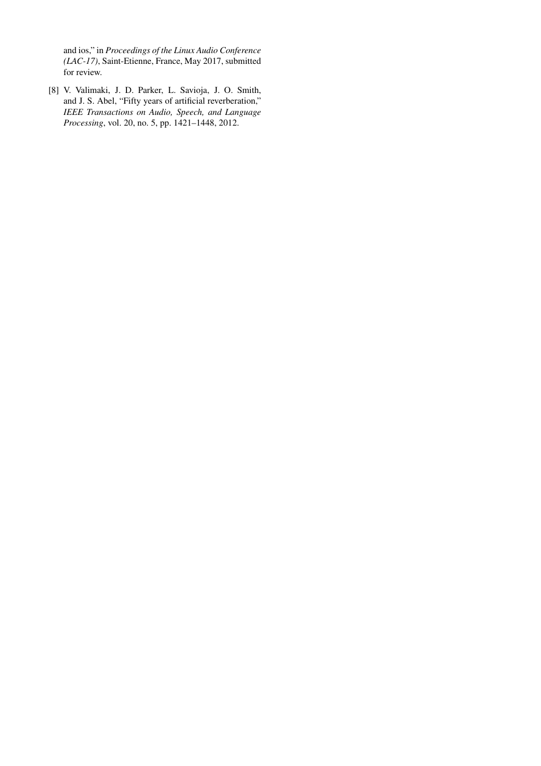and ios," in *Proceedings of the Linux Audio Conference (LAC-17)*, Saint-Etienne, France, May 2017, submitted for review.

[8] V. Valimaki, J. D. Parker, L. Savioja, J. O. Smith, and J. S. Abel, "Fifty years of artificial reverberation," *IEEE Transactions on Audio, Speech, and Language Processing*, vol. 20, no. 5, pp. 1421–1448, 2012.